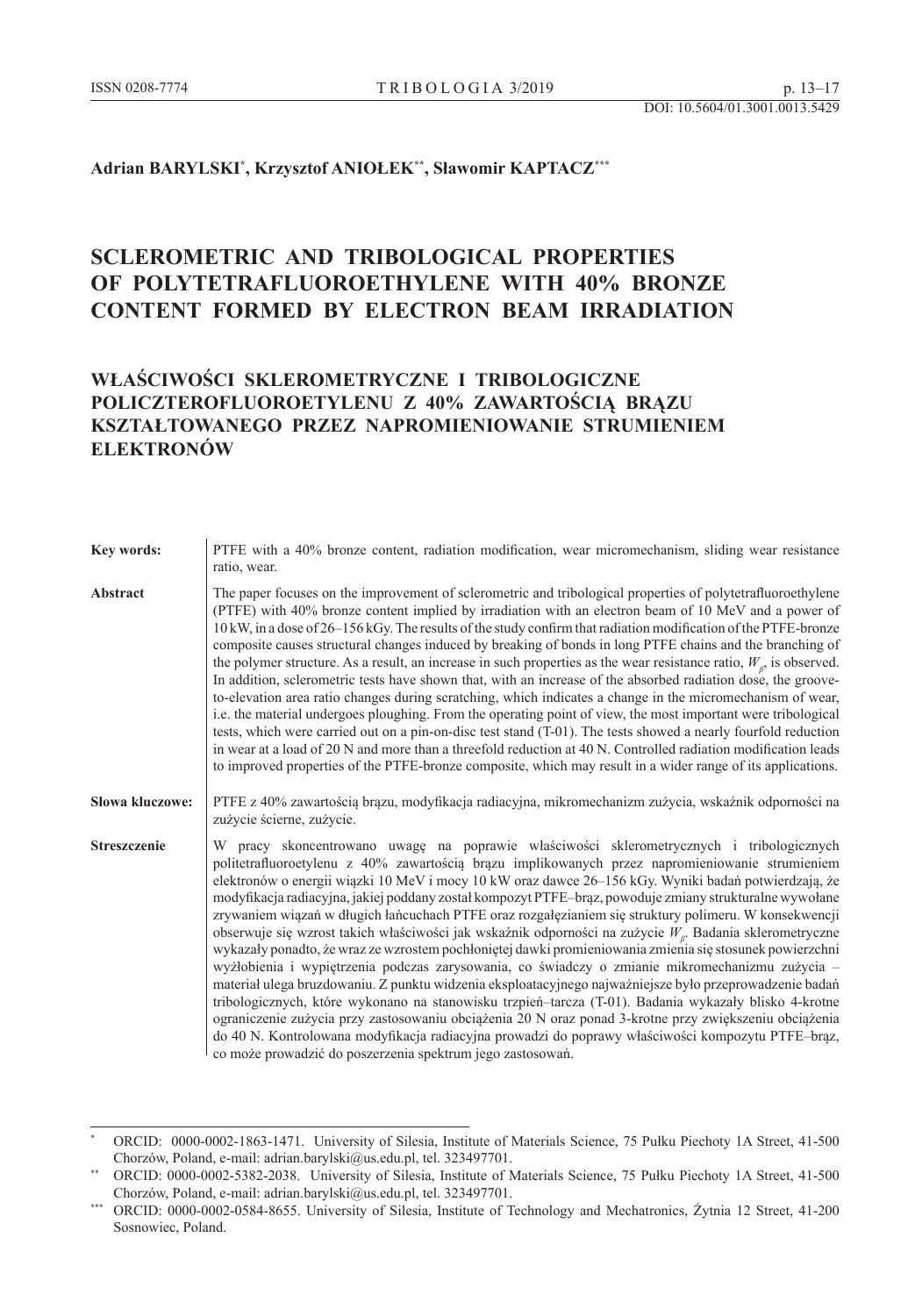**Adrian BARYLSKI[*], Krzysztof ANIOŁEK[**], Sławomir KAPTACZ[***]**

# SCLEROMETRIC AND TRIBOLOGICAL PROPERTIES OF POLYTETRAFLUOROETHYLENE WITH 40% BRONZE CONTENT FORMED BY ELECTRON BEAM IRRADIATION

## WŁAŚCIWOŚCI SKLEROMETRYCZNE I TRIBOLOGICZNE POLICZTEROFLUOROETYLENU Z 40% ZAWARTOŚCIĄ BRĄZU KSZTAŁTOWANEGO PRZEZ NAPROMIENIOWANIE STRUMIENIEM ELEKTRONÓW

**Key words:** PTFE with a 40% bronze content, radiation modification, wear micromechanism, sliding wear resistance ratio, wear.

**Abstract** The paper focuses on the improvement of sclerometric and tribological properties of polytetrafluoroethylene (PTFE) with 40% bronze content implied by irradiation with an electron beam of 10 MeV and a power of 10 kW, in a dose of 26–156 kGy. The results of the study confirm that radiation modification of the PTFE-bronze composite causes structural changes induced by breaking of bonds in long PTFE chains and the branching of the polymer structure. As a result, an increase in such properties as the wear resistance ratio, $W_\beta$, is observed. In addition, sclerometric tests have shown that, with an increase of the absorbed radiation dose, the groove-to-elevation area ratio changes during scratching, which indicates a change in the micromechanism of wear, i.e. the material undergoes ploughing. From the operating point of view, the most important were tribological tests, which were carried out on a pin-on-disc test stand (T-01). The tests showed a nearly fourfold reduction in wear at a load of 20 N and more than a threefold reduction at 40 N. Controlled radiation modification leads to improved properties of the PTFE-bronze composite, which may result in a wider range of its applications.

**Słowa kluczowe:** PTFE z 40% zawartością brązu, modyfikacja radiacyjna, mikromechanizm zużycia, wskaźnik odporności na zużycie ścierne, zużycie.

**Streszczenie** W pracy skoncentrowano uwagę na poprawie właściwości sklerometrycznych i tribologicznych politetrafluoroetylenu z 40% zawartością brązu implikowanych przez napromieniowanie strumieniem elektronów o energii wiązki 10 MeV i mocy 10 kW oraz dawce 26–156 kGy. Wyniki badań potwierdzają, że modyfikacja radiacyjna, jakiej poddany został kompozyt PTFE–brąz, powoduje zmiany strukturalne wywołane zrywaniem wiązań w długich łańcuchach PTFE oraz rozgałęzianiem się struktury polimeru. W konsekwencji obserwuje się wzrost takich właściwości jak wskaźnik odporności na zużycie $W_\beta$. Badania sklerometryczne wykazały ponadto, że wraz ze wzrostem pochłoniętej dawki promieniowania zmienia się stosunek powierzchni wyżłobienia i wypiętrzenia podczas zarysowania, co świadczy o zmianie mikromechanizmu zużycia – materiał ulega bruzdowaniu. Z punktu widzenia eksploatacyjnego najważniejsze było przeprowadzenie badań tribologicznych, które wykonano na stanowisku trzpień–tarcza (T-01). Badania wykazały blisko 4-krotne ograniczenie zużycia przy zastosowaniu obciążenia 20 N oraz ponad 3-krotne przy zwiększeniu obciążenia do 40 N. Kontrolowana modyfikacja radiacyjna prowadzi do poprawy właściwości kompozytu PTFE–brąz, co może prowadzić do poszerzenia spektrum jego zastosowań.

---

[*] ORCID: 0000-0002-1863-1471. University of Silesia, Institute of Materials Science, 75 Pułku Piechoty 1A Street, 41-500 Chorzów, Poland, e-mail: adrian.barylski@us.edu.pl, tel. 323497701.

[**] ORCID: 0000-0002-5382-2038. University of Silesia, Institute of Materials Science, 75 Pułku Piechoty 1A Street, 41-500 Chorzów, Poland, e-mail: adrian.barylski@us.edu.pl, tel. 323497701.

[***] ORCID: 0000-0002-0584-8655. University of Silesia, Institute of Technology and Mechatronics, Żytnia 12 Street, 41-200 Sosnowiec, Poland.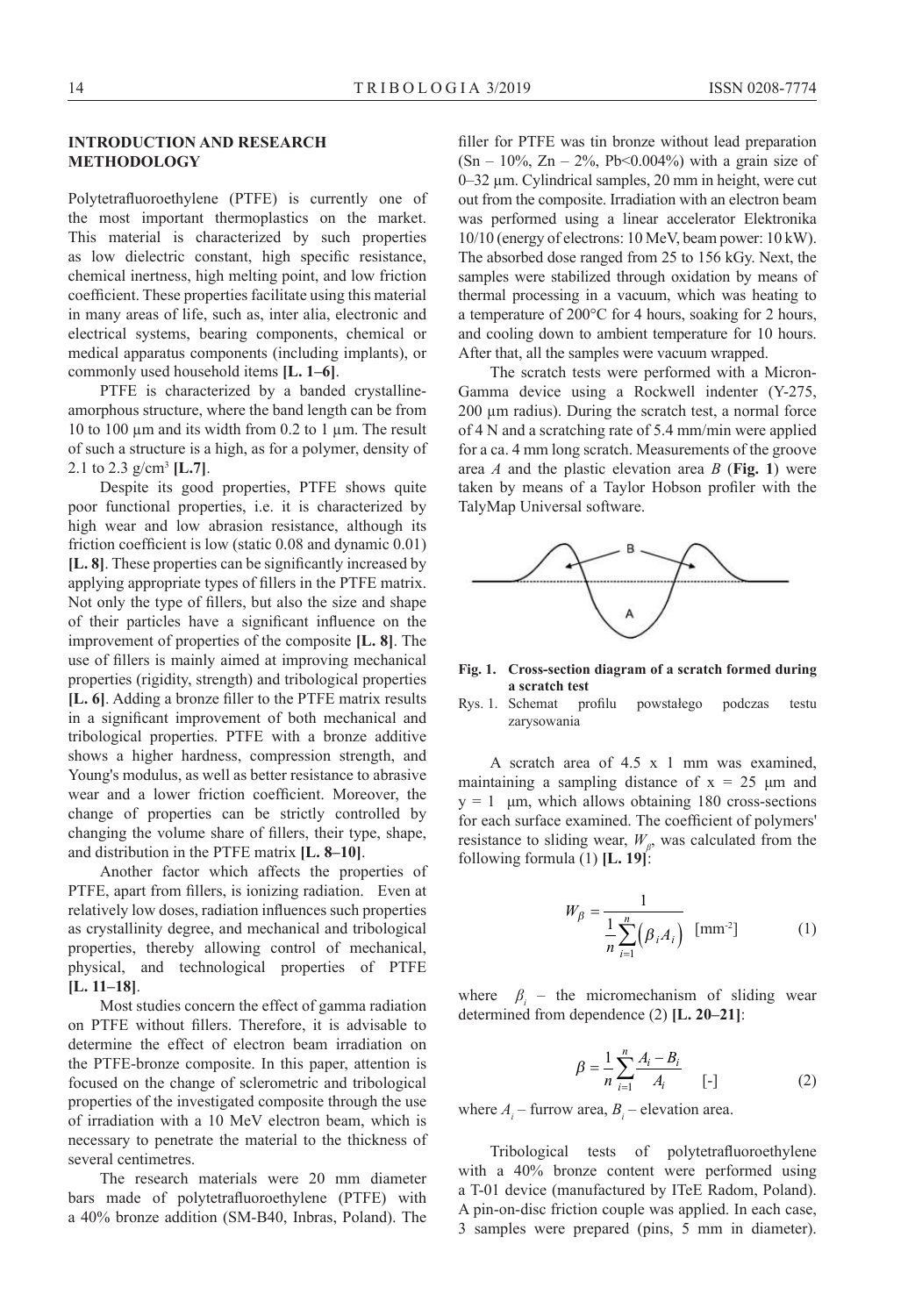## INTRODUCTION AND RESEARCH METHODOLOGY

Polytetrafluoroethylene (PTFE) is currently one of the most important thermoplastics on the market. This material is characterized by such properties as low dielectric constant, high specific resistance, chemical inertness, high melting point, and low friction coefficient. These properties facilitate using this material in many areas of life, such as, inter alia, electronic and electrical systems, bearing components, chemical or medical apparatus components (including implants), or commonly used household items **[L. 1–6]**.

PTFE is characterized by a banded crystalline-amorphous structure, where the band length can be from 10 to 100 μm and its width from 0.2 to 1 μm. The result of such a structure is a high, as for a polymer, density of 2.1 to 2.3 g/cm$^3$ **[L.7]**.

Despite its good properties, PTFE shows quite poor functional properties, i.e. it is characterized by high wear and low abrasion resistance, although its friction coefficient is low (static 0.08 and dynamic 0.01) **[L. 8]**. These properties can be significantly increased by applying appropriate types of fillers in the PTFE matrix. Not only the type of fillers, but also the size and shape of their particles have a significant influence on the improvement of properties of the composite **[L. 8]**. The use of fillers is mainly aimed at improving mechanical properties (rigidity, strength) and tribological properties **[L. 6]**. Adding a bronze filler to the PTFE matrix results in a significant improvement of both mechanical and tribological properties. PTFE with a bronze additive shows a higher hardness, compression strength, and Young's modulus, as well as better resistance to abrasive wear and a lower friction coefficient. Moreover, the change of properties can be strictly controlled by changing the volume share of fillers, their type, shape, and distribution in the PTFE matrix **[L. 8–10]**.

Another factor which affects the properties of PTFE, apart from fillers, is ionizing radiation. Even at relatively low doses, radiation influences such properties as crystallinity degree, and mechanical and tribological properties, thereby allowing control of mechanical, physical, and technological properties of PTFE **[L. 11–18]**.

Most studies concern the effect of gamma radiation on PTFE without fillers. Therefore, it is advisable to determine the effect of electron beam irradiation on the PTFE-bronze composite. In this paper, attention is focused on the change of sclerometric and tribological properties of the investigated composite through the use of irradiation with a 10 MeV electron beam, which is necessary to penetrate the material to the thickness of several centimetres.

The research materials were 20 mm diameter bars made of polytetrafluoroethylene (PTFE) with a 40% bronze addition (SM-B40, Inbras, Poland). The filler for PTFE was tin bronze without lead preparation (Sn – 10%, Zn – 2%, Pb<0.004%) with a grain size of 0–32 μm. Cylindrical samples, 20 mm in height, were cut out from the composite. Irradiation with an electron beam was performed using a linear accelerator Elektronika 10/10 (energy of electrons: 10 MeV, beam power: 10 kW). The absorbed dose ranged from 25 to 156 kGy. Next, the samples were stabilized through oxidation by means of thermal processing in a vacuum, which was heating to a temperature of 200°C for 4 hours, soaking for 2 hours, and cooling down to ambient temperature for 10 hours. After that, all the samples were vacuum wrapped.

The scratch tests were performed with a Micron-Gamma device using a Rockwell indenter (Y-275, 200 μm radius). During the scratch test, a normal force of 4 N and a scratching rate of 5.4 mm/min were applied for a ca. 4 mm long scratch. Measurements of the groove area *A* and the plastic elevation area *B* (**Fig. 1**) were taken by means of a Taylor Hobson profiler with the TalyMap Universal software.

**Fig. 1. Cross-section diagram of a scratch formed during a scratch test**

Rys. 1. Schemat profilu powstałego podczas testu zarysowania

A scratch area of 4.5 x 1 mm was examined, maintaining a sampling distance of x = 25 μm and y = 1 μm, which allows obtaining 180 cross-sections for each surface examined. The coefficient of polymers' resistance to sliding wear, $W_\beta$, was calculated from the following formula (1) **[L. 19]**:

$$W_\beta = \frac{1}{\frac{1}{n}\sum_{i=1}^{n}\left(\beta_i A_i\right)} \quad [\text{mm}^{-2}] \tag{1}$$

where $\beta_i$ – the micromechanism of sliding wear determined from dependence (2) **[L. 20–21]**:

$$\beta = \frac{1}{n}\sum_{i=1}^{n}\frac{A_i - B_i}{A_i} \quad [\text{-}] \tag{2}$$

where $A_i$ – furrow area, $B_i$ – elevation area.

Tribological tests of polytetrafluoroethylene with a 40% bronze content were performed using a T-01 device (manufactured by ITeE Radom, Poland). A pin-on-disc friction couple was applied. In each case, 3 samples were prepared (pins, 5 mm in diameter).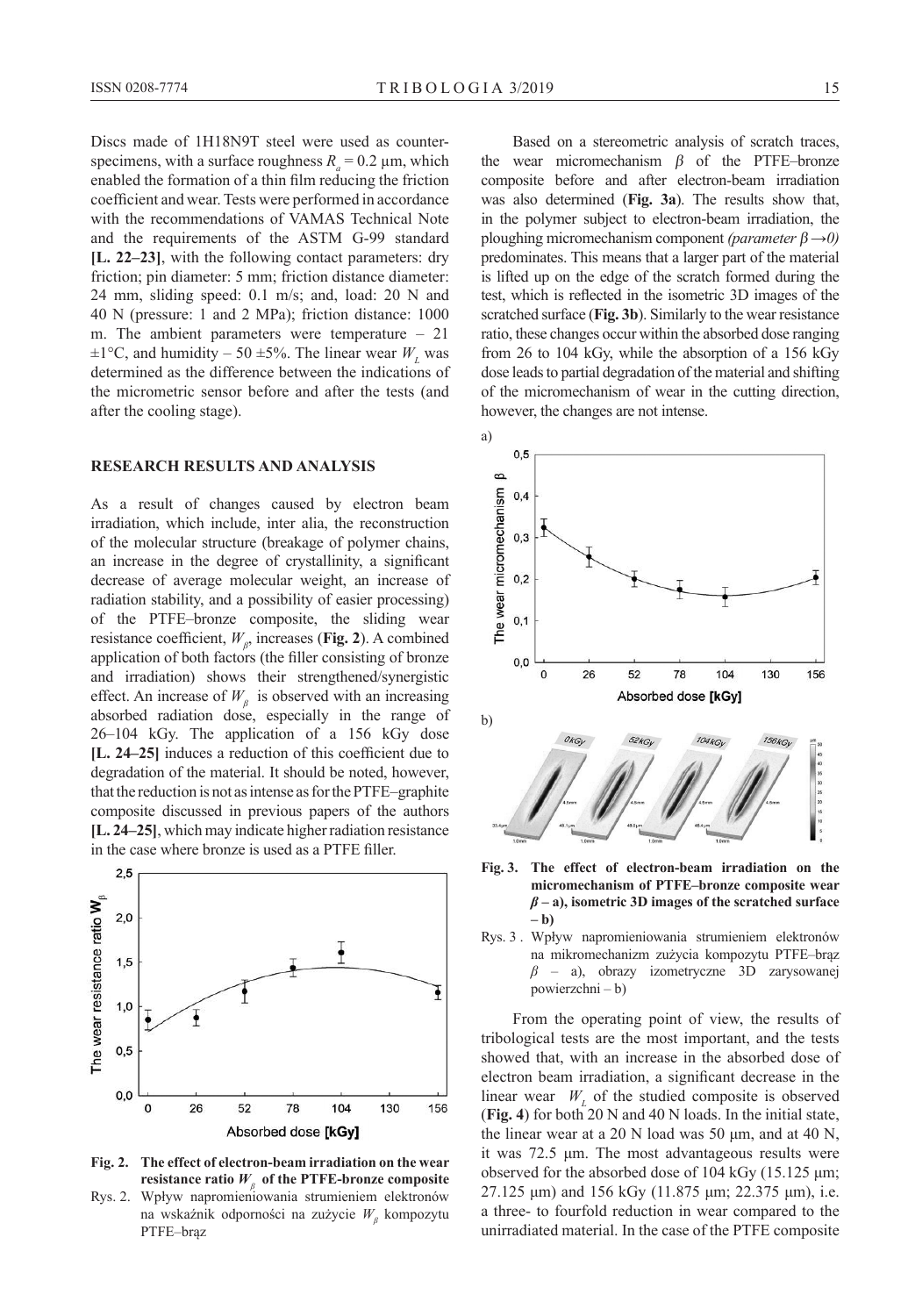Discs made of 1H18N9T steel were used as counter-specimens, with a surface roughness $R_a = 0.2$ µm, which enabled the formation of a thin film reducing the friction coefficient and wear. Tests were performed in accordance with the recommendations of VAMAS Technical Note and the requirements of the ASTM G-99 standard **[L. 22–23]**, with the following contact parameters: dry friction; pin diameter: 5 mm; friction distance diameter: 24 mm, sliding speed: 0.1 m/s; and, load: 20 N and 40 N (pressure: 1 and 2 MPa); friction distance: 1000 m. The ambient parameters were temperature – 21 ±1°C, and humidity – 50 ±5%. The linear wear $W_L$ was determined as the difference between the indications of the micrometric sensor before and after the tests (and after the cooling stage).

## RESEARCH RESULTS AND ANALYSIS

As a result of changes caused by electron beam irradiation, which include, inter alia, the reconstruction of the molecular structure (breakage of polymer chains, an increase in the degree of crystallinity, a significant decrease of average molecular weight, an increase of radiation stability, and a possibility of easier processing) of the PTFE–bronze composite, the sliding wear resistance coefficient, $W_\beta$, increases (**Fig. 2**). A combined application of both factors (the filler consisting of bronze and irradiation) shows their strengthened/synergistic effect. An increase of $W_\beta$ is observed with an increasing absorbed radiation dose, especially in the range of 26–104 kGy. The application of a 156 kGy dose **[L. 24–25]** induces a reduction of this coefficient due to degradation of the material. It should be noted, however, that the reduction is not as intense as for the PTFE–graphite composite discussed in previous papers of the authors **[L. 24–25]**, which may indicate higher radiation resistance in the case where bronze is used as a PTFE filler.

**Fig. 2. The effect of electron-beam irradiation on the wear resistance ratio $W_\beta$ of the PTFE-bronze composite**

Rys. 2. Wpływ napromieniowania strumieniem elektronów na wskaźnik odporności na zużycie $W_\beta$ kompozytu PTFE–brąz

Based on a stereometric analysis of scratch traces, the wear micromechanism $\beta$ of the PTFE–bronze composite before and after electron-beam irradiation was also determined (**Fig. 3a**). The results show that, in the polymer subject to electron-beam irradiation, the ploughing micromechanism component *(parameter $\beta \rightarrow 0$)* predominates. This means that a larger part of the material is lifted up on the edge of the scratch formed during the test, which is reflected in the isometric 3D images of the scratched surface (**Fig. 3b**). Similarly to the wear resistance ratio, these changes occur within the absorbed dose ranging from 26 to 104 kGy, while the absorption of a 156 kGy dose leads to partial degradation of the material and shifting of the micromechanism of wear in the cutting direction, however, the changes are not intense.

**Fig. 3. The effect of electron-beam irradiation on the micromechanism of PTFE–bronze composite wear $\beta$ – a), isometric 3D images of the scratched surface – b)**

Rys. 3. Wpływ napromieniowania strumieniem elektronów na mikromechanizm zużycia kompozytu PTFE–brąz $\beta$ – a), obrazy izometryczne 3D zarysowanej powierzchni – b)

From the operating point of view, the results of tribological tests are the most important, and the tests showed that, with an increase in the absorbed dose of electron beam irradiation, a significant decrease in the linear wear $W_L$ of the studied composite is observed (**Fig. 4**) for both 20 N and 40 N loads. In the initial state, the linear wear at a 20 N load was 50 µm, and at 40 N, it was 72.5 µm. The most advantageous results were observed for the absorbed dose of 104 kGy (15.125 µm; 27.125 µm) and 156 kGy (11.875 µm; 22.375 µm), i.e. a three- to fourfold reduction in wear compared to the unirradiated material. In the case of the PTFE composite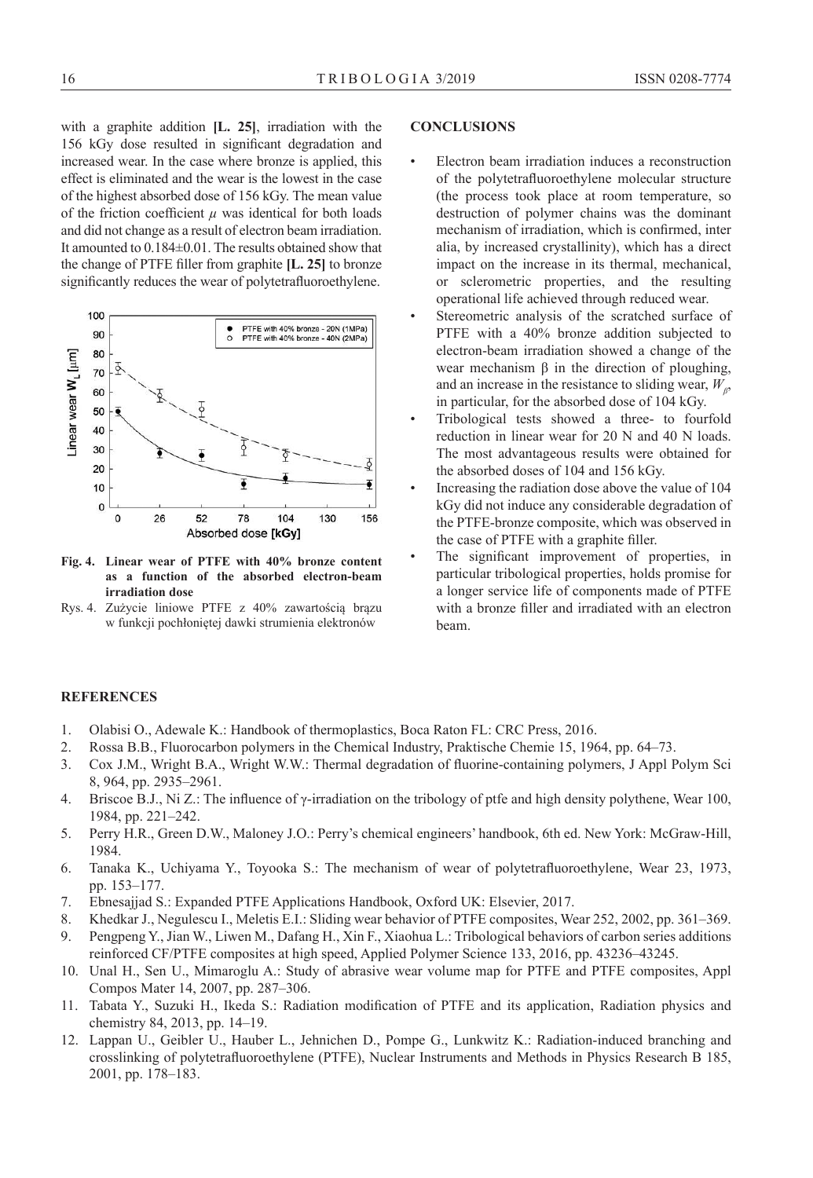with a graphite addition **[L. 25]**, irradiation with the 156 kGy dose resulted in significant degradation and increased wear. In the case where bronze is applied, this effect is eliminated and the wear is the lowest in the case of the highest absorbed dose of 156 kGy. The mean value of the friction coefficient $\mu$ was identical for both loads and did not change as a result of electron beam irradiation. It amounted to 0.184±0.01. The results obtained show that the change of PTFE filler from graphite **[L. 25]** to bronze significantly reduces the wear of polytetrafluoroethylene.

**Fig. 4. Linear wear of PTFE with 40% bronze content as a function of the absorbed electron-beam irradiation dose**

Rys. 4. Zużycie liniowe PTFE z 40% zawartością brązu w funkcji pochłoniętej dawki strumienia elektronów

## CONCLUSIONS

- Electron beam irradiation induces a reconstruction of the polytetrafluoroethylene molecular structure (the process took place at room temperature, so destruction of polymer chains was the dominant mechanism of irradiation, which is confirmed, inter alia, by increased crystallinity), which has a direct impact on the increase in its thermal, mechanical, or sclerometric properties, and the resulting operational life achieved through reduced wear.
- Stereometric analysis of the scratched surface of PTFE with a 40% bronze addition subjected to electron-beam irradiation showed a change of the wear mechanism β in the direction of ploughing, and an increase in the resistance to sliding wear, $W_\beta$, in particular, for the absorbed dose of 104 kGy.
- Tribological tests showed a three- to fourfold reduction in linear wear for 20 N and 40 N loads. The most advantageous results were obtained for the absorbed doses of 104 and 156 kGy.
- Increasing the radiation dose above the value of 104 kGy did not induce any considerable degradation of the PTFE-bronze composite, which was observed in the case of PTFE with a graphite filler.
- The significant improvement of properties, in particular tribological properties, holds promise for a longer service life of components made of PTFE with a bronze filler and irradiated with an electron beam.

## REFERENCES

1. Olabisi O., Adewale K.: Handbook of thermoplastics, Boca Raton FL: CRC Press, 2016.
2. Rossa B.B., Fluorocarbon polymers in the Chemical Industry, Praktische Chemie 15, 1964, pp. 64–73.
3. Cox J.M., Wright B.A., Wright W.W.: Thermal degradation of fluorine-containing polymers, J Appl Polym Sci 8, 964, pp. 2935–2961.
4. Briscoe B.J., Ni Z.: The influence of γ-irradiation on the tribology of ptfe and high density polythene, Wear 100, 1984, pp. 221–242.
5. Perry H.R., Green D.W., Maloney J.O.: Perry's chemical engineers' handbook, 6th ed. New York: McGraw-Hill, 1984.
6. Tanaka K., Uchiyama Y., Toyooka S.: The mechanism of wear of polytetrafluoroethylene, Wear 23, 1973, pp. 153–177.
7. Ebnesajjad S.: Expanded PTFE Applications Handbook, Oxford UK: Elsevier, 2017.
8. Khedkar J., Negulescu I., Meletis E.I.: Sliding wear behavior of PTFE composites, Wear 252, 2002, pp. 361–369.
9. Pengpeng Y., Jian W., Liwen M., Dafang H., Xin F., Xiaohua L.: Tribological behaviors of carbon series additions reinforced CF/PTFE composites at high speed, Applied Polymer Science 133, 2016, pp. 43236–43245.
10. Unal H., Sen U., Mimaroglu A.: Study of abrasive wear volume map for PTFE and PTFE composites, Appl Compos Mater 14, 2007, pp. 287–306.
11. Tabata Y., Suzuki H., Ikeda S.: Radiation modification of PTFE and its application, Radiation physics and chemistry 84, 2013, pp. 14–19.
12. Lappan U., Geibler U., Hauber L., Jehnichen D., Pompe G., Lunkwitz K.: Radiation-induced branching and crosslinking of polytetrafluoroethylene (PTFE), Nuclear Instruments and Methods in Physics Research B 185, 2001, pp. 178–183.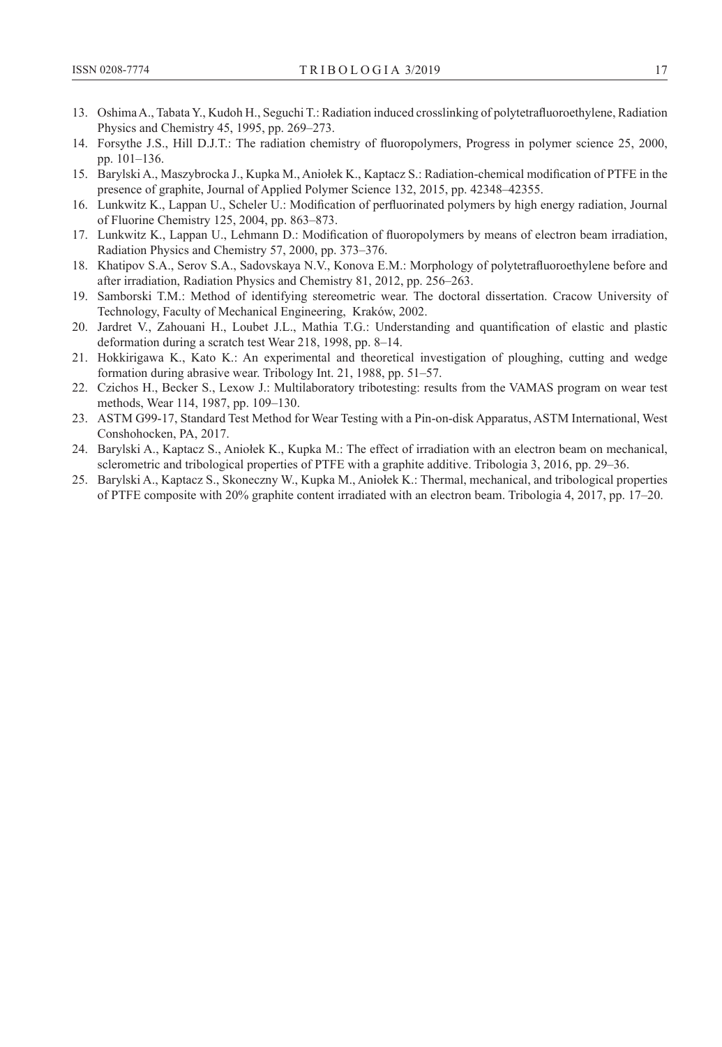13. Oshima A., Tabata Y., Kudoh H., Seguchi T.: Radiation induced crosslinking of polytetrafluoroethylene, Radiation Physics and Chemistry 45, 1995, pp. 269–273.
14. Forsythe J.S., Hill D.J.T.: The radiation chemistry of fluoropolymers, Progress in polymer science 25, 2000, pp. 101–136.
15. Barylski A., Maszybrocka J., Kupka M., Aniołek K., Kaptacz S.: Radiation-chemical modification of PTFE in the presence of graphite, Journal of Applied Polymer Science 132, 2015, pp. 42348–42355.
16. Lunkwitz K., Lappan U., Scheler U.: Modification of perfluorinated polymers by high energy radiation, Journal of Fluorine Chemistry 125, 2004, pp. 863–873.
17. Lunkwitz K., Lappan U., Lehmann D.: Modification of fluoropolymers by means of electron beam irradiation, Radiation Physics and Chemistry 57, 2000, pp. 373–376.
18. Khatipov S.A., Serov S.A., Sadovskaya N.V., Konova E.M.: Morphology of polytetrafluoroethylene before and after irradiation, Radiation Physics and Chemistry 81, 2012, pp. 256–263.
19. Samborski T.M.: Method of identifying stereometric wear. The doctoral dissertation. Cracow University of Technology, Faculty of Mechanical Engineering, Kraków, 2002.
20. Jardret V., Zahouani H., Loubet J.L., Mathia T.G.: Understanding and quantification of elastic and plastic deformation during a scratch test Wear 218, 1998, pp. 8–14.
21. Hokkirigawa K., Kato K.: An experimental and theoretical investigation of ploughing, cutting and wedge formation during abrasive wear. Tribology Int. 21, 1988, pp. 51–57.
22. Czichos H., Becker S., Lexow J.: Multilaboratory tribotesting: results from the VAMAS program on wear test methods, Wear 114, 1987, pp. 109–130.
23. ASTM G99-17, Standard Test Method for Wear Testing with a Pin-on-disk Apparatus, ASTM International, West Conshohocken, PA, 2017.
24. Barylski A., Kaptacz S., Aniołek K., Kupka M.: The effect of irradiation with an electron beam on mechanical, sclerometric and tribological properties of PTFE with a graphite additive. Tribologia 3, 2016, pp. 29–36.
25. Barylski A., Kaptacz S., Skoneczny W., Kupka M., Aniołek K.: Thermal, mechanical, and tribological properties of PTFE composite with 20% graphite content irradiated with an electron beam. Tribologia 4, 2017, pp. 17–20.